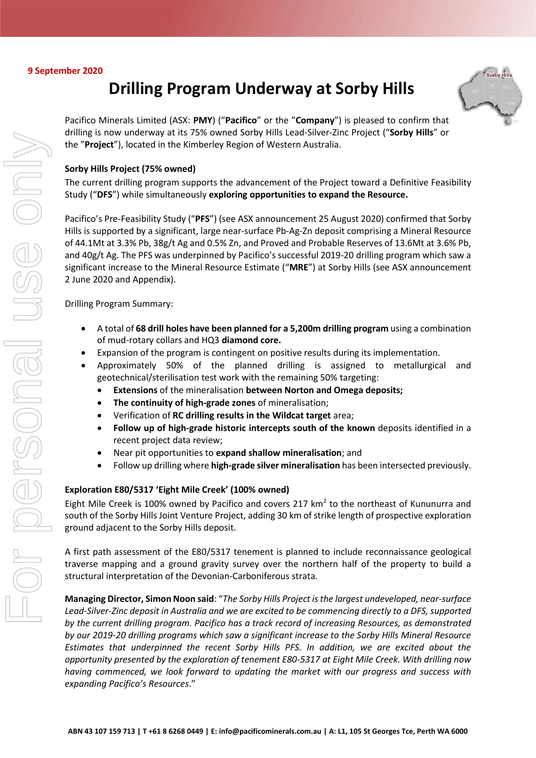9 September 2020

# Drilling Program Underway at Sorby Hills

Pacifico Minerals Limited (ASX: **PMY**) ("**Pacifico**" or the "**Company**") is pleased to confirm that drilling is now underway at its 75% owned Sorby Hills Lead-Silver-Zinc Project ("**Sorby Hills**" or the "**Project**"), located in the Kimberley Region of Western Australia.

**Sorby Hills Project (75% owned)**

The current drilling program supports the advancement of the Project toward a Definitive Feasibility Study ("**DFS**") while simultaneously **exploring opportunities to expand the Resource.**

Pacifico's Pre-Feasibility Study ("**PFS**") (see ASX announcement 25 August 2020) confirmed that Sorby Hills is supported by a significant, large near-surface Pb-Ag-Zn deposit comprising a Mineral Resource of 44.1Mt at 3.3% Pb, 38g/t Ag and 0.5% Zn, and Proved and Probable Reserves of 13.6Mt at 3.6% Pb, and 40g/t Ag. The PFS was underpinned by Pacifico's successful 2019-20 drilling program which saw a significant increase to the Mineral Resource Estimate ("**MRE**") at Sorby Hills (see ASX announcement 2 June 2020 and Appendix).

Drilling Program Summary:

- A total of **68 drill holes have been planned for a 5,200m drilling program** using a combination of mud-rotary collars and HQ3 **diamond core.**
- Expansion of the program is contingent on positive results during its implementation.
- Approximately 50% of the planned drilling is assigned to metallurgical and geotechnical/sterilisation test work with the remaining 50% targeting:
  - **Extensions** of the mineralisation **between Norton and Omega deposits;**
  - **The continuity of high-grade zones** of mineralisation;
  - Verification of **RC drilling results in the Wildcat target** area;
  - **Follow up of high-grade historic intercepts south of the known** deposits identified in a recent project data review;
  - Near pit opportunities to **expand shallow mineralisation**; and
  - Follow up drilling where **high-grade silver mineralisation** has been intersected previously.

**Exploration E80/5317 'Eight Mile Creek' (100% owned)**

Eight Mile Creek is 100% owned by Pacifico and covers 217 km$^2$ to the northeast of Kununurra and south of the Sorby Hills Joint Venture Project, adding 30 km of strike length of prospective exploration ground adjacent to the Sorby Hills deposit.

A first path assessment of the E80/5317 tenement is planned to include reconnaissance geological traverse mapping and a ground gravity survey over the northern half of the property to build a structural interpretation of the Devonian-Carboniferous strata.

**Managing Director, Simon Noon said**: "*The Sorby Hills Project is the largest undeveloped, near-surface Lead-Silver-Zinc deposit in Australia and we are excited to be commencing directly to a DFS, supported by the current drilling program. Pacifico has a track record of increasing Resources, as demonstrated by our 2019-20 drilling programs which saw a significant increase to the Sorby Hills Mineral Resource Estimates that underpinned the recent Sorby Hills PFS. In addition, we are excited about the opportunity presented by the exploration of tenement E80-5317 at Eight Mile Creek. With drilling now having commenced, we look forward to updating the market with our progress and success with expanding Pacifico's Resources*."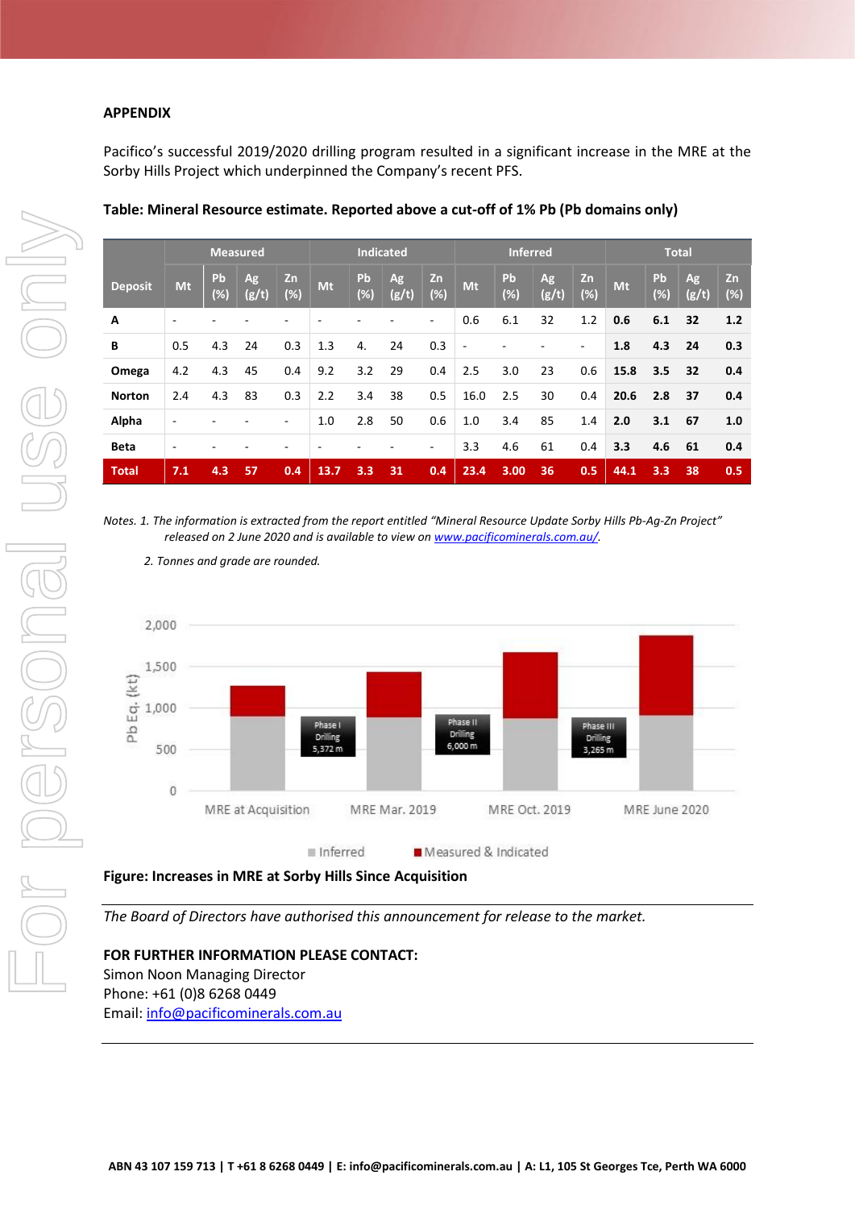**APPENDIX**

Pacifico's successful 2019/2020 drilling program resulted in a significant increase in the MRE at the Sorby Hills Project which underpinned the Company's recent PFS.

**Table: Mineral Resource estimate. Reported above a cut-off of 1% Pb (Pb domains only)**

| Deposit | Measured | | | | Indicated | | | | Inferred | | | | Total | | | |
|---|---|---|---|---|---|---|---|---|---|---|---|---|---|---|---|---|
| | Mt | Pb (%) | Ag (g/t) | Zn (%) | Mt | Pb (%) | Ag (g/t) | Zn (%) | Mt | Pb (%) | Ag (g/t) | Zn (%) | Mt | Pb (%) | Ag (g/t) | Zn (%) |
| A | - | - | - | - | - | - | - | - | 0.6 | 6.1 | 32 | 1.2 | **0.6** | **6.1** | **32** | **1.2** |
| B | 0.5 | 4.3 | 24 | 0.3 | 1.3 | 4. | 24 | 0.3 | - | - | - | - | **1.8** | **4.3** | **24** | **0.3** |
| Omega | 4.2 | 4.3 | 45 | 0.4 | 9.2 | 3.2 | 29 | 0.4 | 2.5 | 3.0 | 23 | 0.6 | **15.8** | **3.5** | **32** | **0.4** |
| Norton | 2.4 | 4.3 | 83 | 0.3 | 2.2 | 3.4 | 38 | 0.5 | 16.0 | 2.5 | 30 | 0.4 | **20.6** | **2.8** | **37** | **0.4** |
| Alpha | - | - | - | - | 1.0 | 2.8 | 50 | 0.6 | 1.0 | 3.4 | 85 | 1.4 | **2.0** | **3.1** | **67** | **1.0** |
| Beta | - | - | - | - | - | - | - | - | 3.3 | 4.6 | 61 | 0.4 | **3.3** | **4.6** | **61** | **0.4** |
| **Total** | **7.1** | **4.3** | **57** | **0.4** | **13.7** | **3.3** | **31** | **0.4** | **23.4** | **3.00** | **36** | **0.5** | **44.1** | **3.3** | **38** | **0.5** |

*Notes. 1. The information is extracted from the report entitled "Mineral Resource Update Sorby Hills Pb-Ag-Zn Project" released on 2 June 2020 and is available to view on [www.pacificominerals.com.au/](www.pacificominerals.com.au/).*

*2. Tonnes and grade are rounded.*

**Figure: Increases in MRE at Sorby Hills Since Acquisition**

*The Board of Directors have authorised this announcement for release to the market.*

**FOR FURTHER INFORMATION PLEASE CONTACT:**
Simon Noon Managing Director
Phone: +61 (0)8 6268 0449
Email: [info@pacificominerals.com.au](mailto:info@pacificominerals.com.au)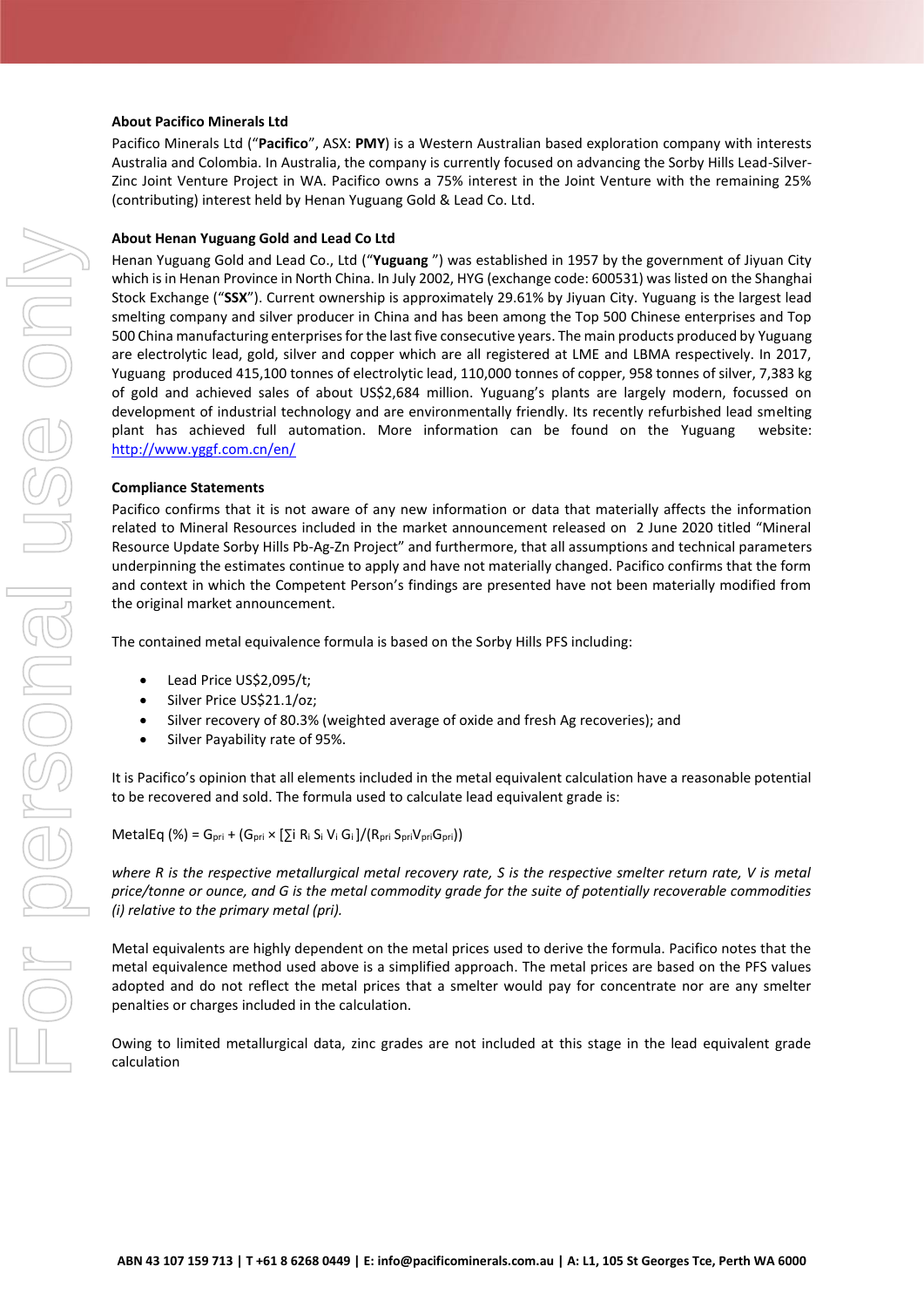**About Pacifico Minerals Ltd**

Pacifico Minerals Ltd ("**Pacifico**", ASX: **PMY**) is a Western Australian based exploration company with interests Australia and Colombia. In Australia, the company is currently focused on advancing the Sorby Hills Lead-Silver-Zinc Joint Venture Project in WA. Pacifico owns a 75% interest in the Joint Venture with the remaining 25% (contributing) interest held by Henan Yuguang Gold & Lead Co. Ltd.

**About Henan Yuguang Gold and Lead Co Ltd**

Henan Yuguang Gold and Lead Co., Ltd ("**Yuguang** ") was established in 1957 by the government of Jiyuan City which is in Henan Province in North China. In July 2002, HYG (exchange code: 600531) was listed on the Shanghai Stock Exchange ("**SSX**"). Current ownership is approximately 29.61% by Jiyuan City. Yuguang is the largest lead smelting company and silver producer in China and has been among the Top 500 Chinese enterprises and Top 500 China manufacturing enterprises for the last five consecutive years. The main products produced by Yuguang are electrolytic lead, gold, silver and copper which are all registered at LME and LBMA respectively. In 2017, Yuguang produced 415,100 tonnes of electrolytic lead, 110,000 tonnes of copper, 958 tonnes of silver, 7,383 kg of gold and achieved sales of about US$2,684 million. Yuguang's plants are largely modern, focussed on development of industrial technology and are environmentally friendly. Its recently refurbished lead smelting plant has achieved full automation. More information can be found on the Yuguang website: http://www.yggf.com.cn/en/

**Compliance Statements**

Pacifico confirms that it is not aware of any new information or data that materially affects the information related to Mineral Resources included in the market announcement released on 2 June 2020 titled "Mineral Resource Update Sorby Hills Pb-Ag-Zn Project" and furthermore, that all assumptions and technical parameters underpinning the estimates continue to apply and have not materially changed. Pacifico confirms that the form and context in which the Competent Person's findings are presented have not been materially modified from the original market announcement.

The contained metal equivalence formula is based on the Sorby Hills PFS including:

- Lead Price US$2,095/t;
- Silver Price US$21.1/oz;
- Silver recovery of 80.3% (weighted average of oxide and fresh Ag recoveries); and
- Silver Payability rate of 95%.

It is Pacifico's opinion that all elements included in the metal equivalent calculation have a reasonable potential to be recovered and sold. The formula used to calculate lead equivalent grade is:

$$MetalEq\ (\%) = G_{pri} + (G_{pri} \times [\sum i\ R_i\ S_i\ V_i\ G_i]/(R_{pri}\ S_{pri} V_{pri} G_{pri}))$$

*where R is the respective metallurgical metal recovery rate, S is the respective smelter return rate, V is metal price/tonne or ounce, and G is the metal commodity grade for the suite of potentially recoverable commodities (i) relative to the primary metal (pri).*

Metal equivalents are highly dependent on the metal prices used to derive the formula. Pacifico notes that the metal equivalence method used above is a simplified approach. The metal prices are based on the PFS values adopted and do not reflect the metal prices that a smelter would pay for concentrate nor are any smelter penalties or charges included in the calculation.

Owing to limited metallurgical data, zinc grades are not included at this stage in the lead equivalent grade calculation